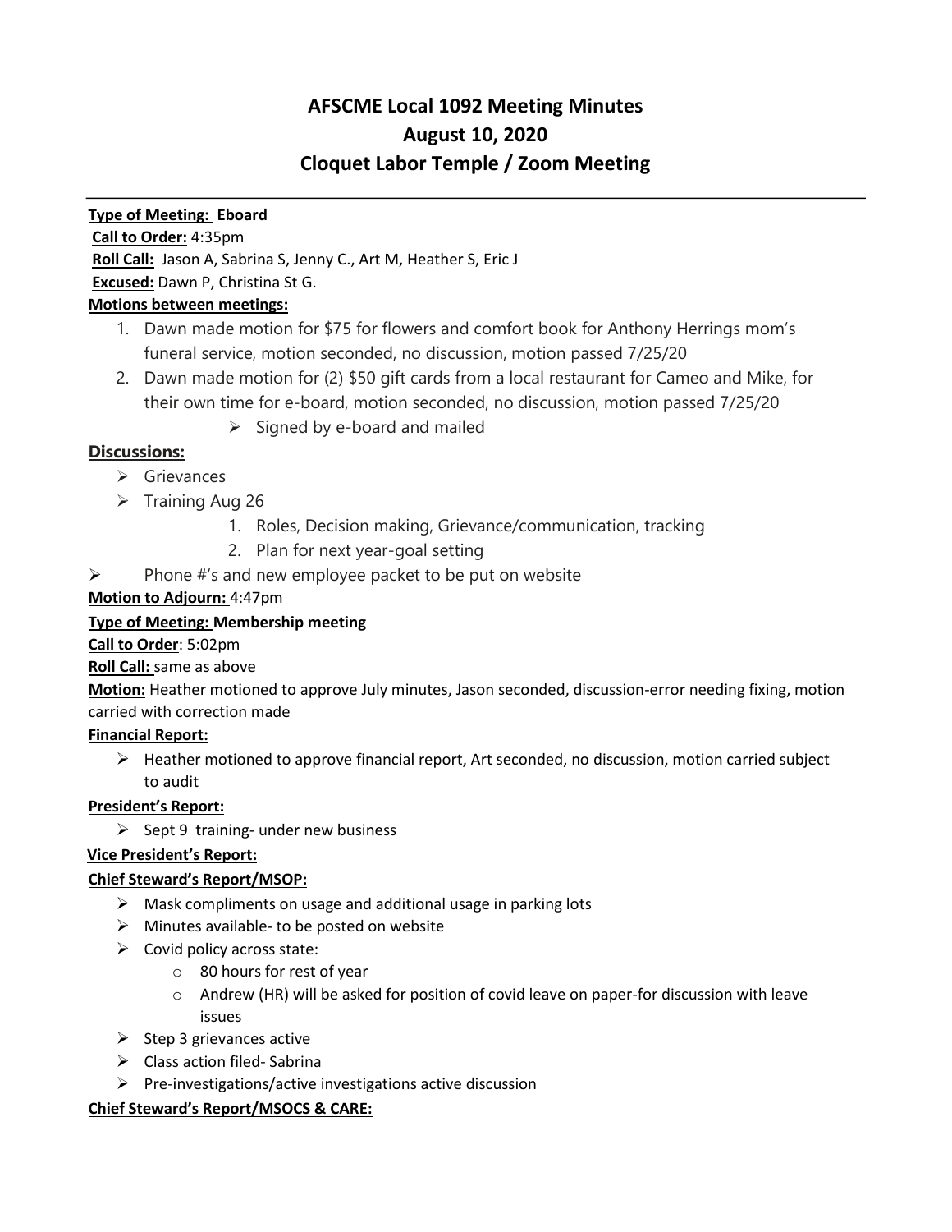# AFSCME Local 1092 Meeting Minutes
## August 10, 2020
## Cloquet Labor Temple / Zoom Meeting

**Type of Meeting: Eboard**

**Call to Order:** 4:35pm

**Roll Call:** Jason A, Sabrina S, Jenny C., Art M, Heather S, Eric J

**Excused:** Dawn P, Christina St G.

**Motions between meetings:**

1. Dawn made motion for $75 for flowers and comfort book for Anthony Herrings mom's funeral service, motion seconded, no discussion, motion passed 7/25/20
2. Dawn made motion for (2) $50 gift cards from a local restaurant for Cameo and Mike, for their own time for e-board, motion seconded, no discussion, motion passed 7/25/20
   - Signed by e-board and mailed

**Discussions:**

- Grievances
- Training Aug 26
  1. Roles, Decision making, Grievance/communication, tracking
  2. Plan for next year-goal setting
- Phone #'s and new employee packet to be put on website

**Motion to Adjourn:** 4:47pm

**Type of Meeting: Membership meeting**

**Call to Order**: 5:02pm

**Roll Call:** same as above

**Motion:** Heather motioned to approve July minutes, Jason seconded, discussion-error needing fixing, motion carried with correction made

**Financial Report:**

- Heather motioned to approve financial report, Art seconded, no discussion, motion carried subject to audit

**President's Report:**

- Sept 9 training- under new business

**Vice President's Report:**

**Chief Steward's Report/MSOP:**

- Mask compliments on usage and additional usage in parking lots
- Minutes available- to be posted on website
- Covid policy across state:
  - 80 hours for rest of year
  - Andrew (HR) will be asked for position of covid leave on paper-for discussion with leave issues
- Step 3 grievances active
- Class action filed- Sabrina
- Pre-investigations/active investigations active discussion

**Chief Steward's Report/MSOCS & CARE:**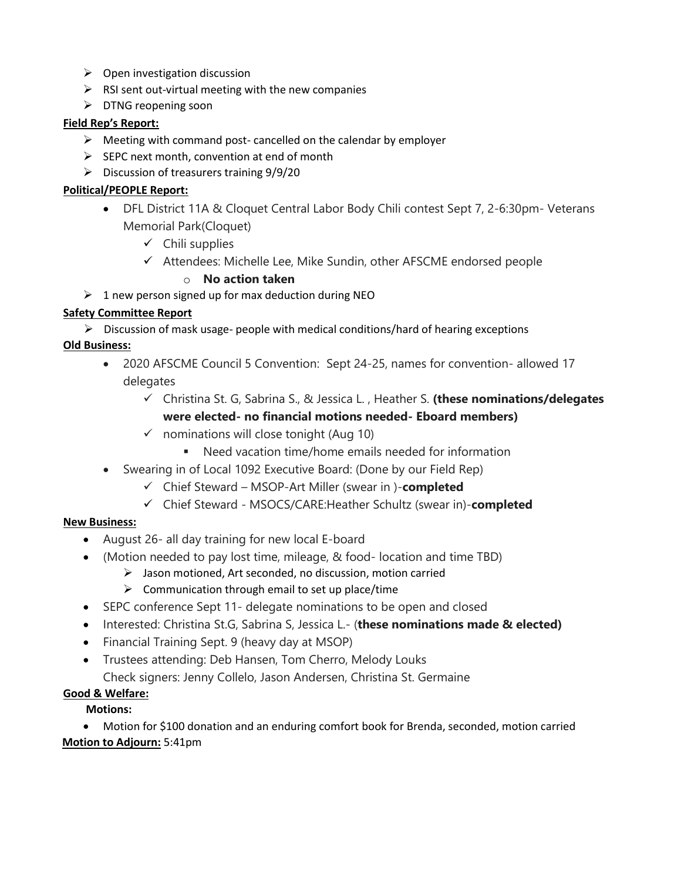- Open investigation discussion
- RSI sent out-virtual meeting with the new companies
- DTNG reopening soon

**Field Rep's Report:**

- Meeting with command post- cancelled on the calendar by employer
- SEPC next month, convention at end of month
- Discussion of treasurers training 9/9/20

**Political/PEOPLE Report:**

- DFL District 11A & Cloquet Central Labor Body Chili contest Sept 7, 2-6:30pm- Veterans Memorial Park(Cloquet)
  - Chili supplies
  - Attendees: Michelle Lee, Mike Sundin, other AFSCME endorsed people
    - **No action taken**
- 1 new person signed up for max deduction during NEO

**Safety Committee Report**

- Discussion of mask usage- people with medical conditions/hard of hearing exceptions

**Old Business:**

- 2020 AFSCME Council 5 Convention: Sept 24-25, names for convention- allowed 17 delegates
  - Christina St. G, Sabrina S., & Jessica L. , Heather S. **(these nominations/delegates were elected- no financial motions needed- Eboard members)**
  - nominations will close tonight (Aug 10)
    - Need vacation time/home emails needed for information
- Swearing in of Local 1092 Executive Board: (Done by our Field Rep)
  - Chief Steward – MSOP-Art Miller (swear in )-**completed**
  - Chief Steward - MSOCS/CARE:Heather Schultz (swear in)-**completed**

**New Business:**

- August 26- all day training for new local E-board
- (Motion needed to pay lost time, mileage, & food- location and time TBD)
  - Jason motioned, Art seconded, no discussion, motion carried
  - Communication through email to set up place/time
- SEPC conference Sept 11- delegate nominations to be open and closed
- Interested: Christina St.G, Sabrina S, Jessica L.- (**these nominations made & elected)**
- Financial Training Sept. 9 (heavy day at MSOP)
- Trustees attending: Deb Hansen, Tom Cherro, Melody Louks
  Check signers: Jenny Collelo, Jason Andersen, Christina St. Germaine

**Good & Welfare:**

**Motions:**

- Motion for $100 donation and an enduring comfort book for Brenda, seconded, motion carried

**Motion to Adjourn:** 5:41pm